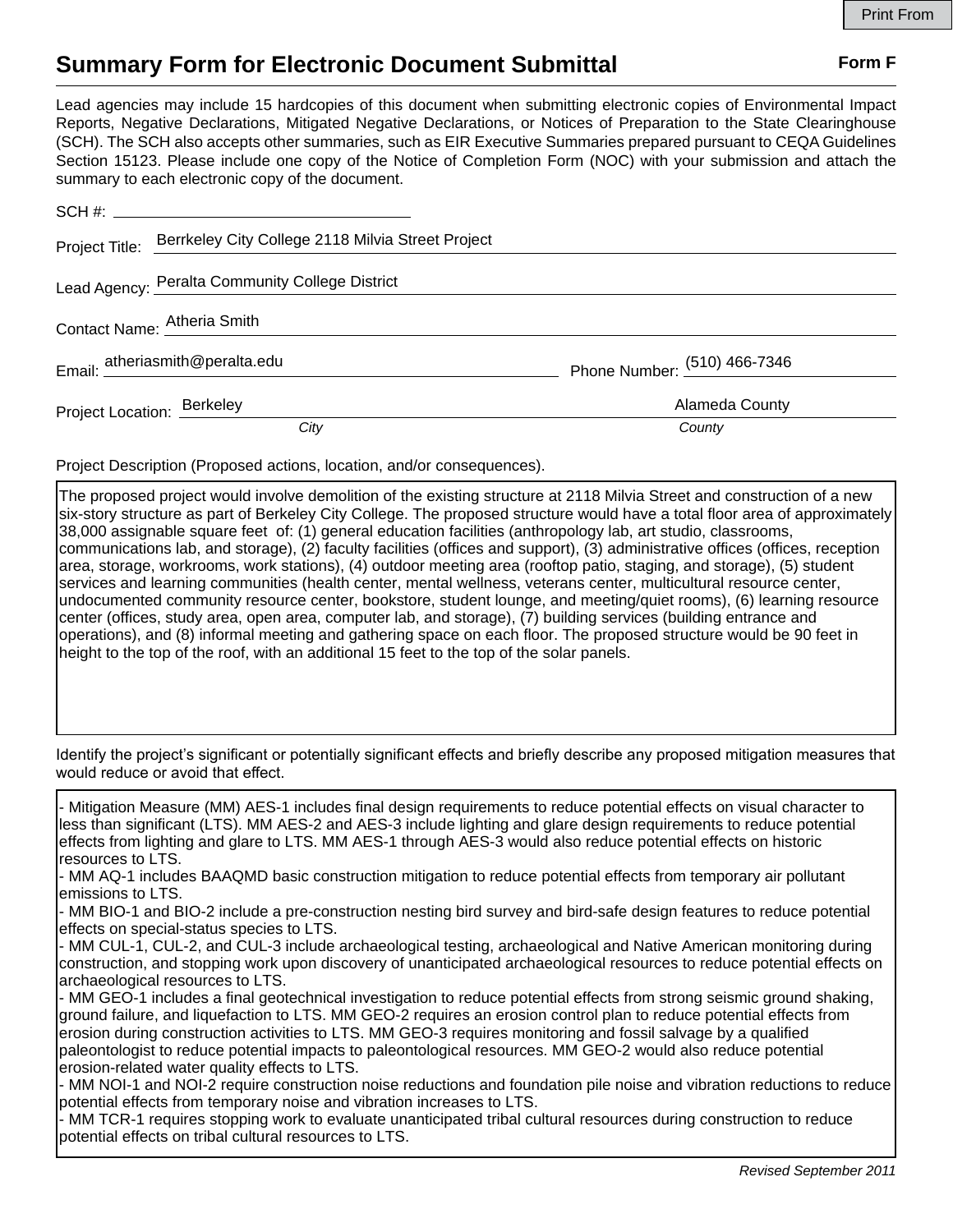# Summary Form for Electronic Document Submittal

**Form F**

Lead agencies may include 15 hardcopies of this document when submitting electronic copies of Environmental Impact Reports, Negative Declarations, Mitigated Negative Declarations, or Notices of Preparation to the State Clearinghouse (SCH). The SCH also accepts other summaries, such as EIR Executive Summaries prepared pursuant to CEQA Guidelines Section 15123. Please include one copy of the Notice of Completion Form (NOC) with your submission and attach the summary to each electronic copy of the document.

SCH #: \_\_\_\_\_\_\_\_\_\_\_\_\_\_\_\_\_\_\_\_

Project Title: Berrkeley City College 2118 Milvia Street Project

Lead Agency: Peralta Community College District

Contact Name: Atheria Smith

Email: atheriasmith@peralta.edu Phone Number: (510) 466-7346

Project Location: Berkeley (City) Alameda County (County)

Project Description (Proposed actions, location, and/or consequences).

The proposed project would involve demolition of the existing structure at 2118 Milvia Street and construction of a new six-story structure as part of Berkeley City College. The proposed structure would have a total floor area of approximately 38,000 assignable square feet of: (1) general education facilities (anthropology lab, art studio, classrooms, communications lab, and storage), (2) faculty facilities (offices and support), (3) administrative offices (offices, reception area, storage, workrooms, work stations), (4) outdoor meeting area (rooftop patio, staging, and storage), (5) student services and learning communities (health center, mental wellness, veterans center, multicultural resource center, undocumented community resource center, bookstore, student lounge, and meeting/quiet rooms), (6) learning resource center (offices, study area, open area, computer lab, and storage), (7) building services (building entrance and operations), and (8) informal meeting and gathering space on each floor. The proposed structure would be 90 feet in height to the top of the roof, with an additional 15 feet to the top of the solar panels.

Identify the project's significant or potentially significant effects and briefly describe any proposed mitigation measures that would reduce or avoid that effect.

- Mitigation Measure (MM) AES-1 includes final design requirements to reduce potential effects on visual character to less than significant (LTS). MM AES-2 and AES-3 include lighting and glare design requirements to reduce potential effects from lighting and glare to LTS. MM AES-1 through AES-3 would also reduce potential effects on historic resources to LTS.
- MM AQ-1 includes BAAQMD basic construction mitigation to reduce potential effects from temporary air pollutant emissions to LTS.
- MM BIO-1 and BIO-2 include a pre-construction nesting bird survey and bird-safe design features to reduce potential effects on special-status species to LTS.
- MM CUL-1, CUL-2, and CUL-3 include archaeological testing, archaeological and Native American monitoring during construction, and stopping work upon discovery of unanticipated archaeological resources to reduce potential effects on archaeological resources to LTS.
- MM GEO-1 includes a final geotechnical investigation to reduce potential effects from strong seismic ground shaking, ground failure, and liquefaction to LTS. MM GEO-2 requires an erosion control plan to reduce potential effects from erosion during construction activities to LTS. MM GEO-3 requires monitoring and fossil salvage by a qualified paleontologist to reduce potential impacts to paleontological resources. MM GEO-2 would also reduce potential erosion-related water quality effects to LTS.
- MM NOI-1 and NOI-2 require construction noise reductions and foundation pile noise and vibration reductions to reduce potential effects from temporary noise and vibration increases to LTS.
- MM TCR-1 requires stopping work to evaluate unanticipated tribal cultural resources during construction to reduce potential effects on tribal cultural resources to LTS.

*Revised September 2011*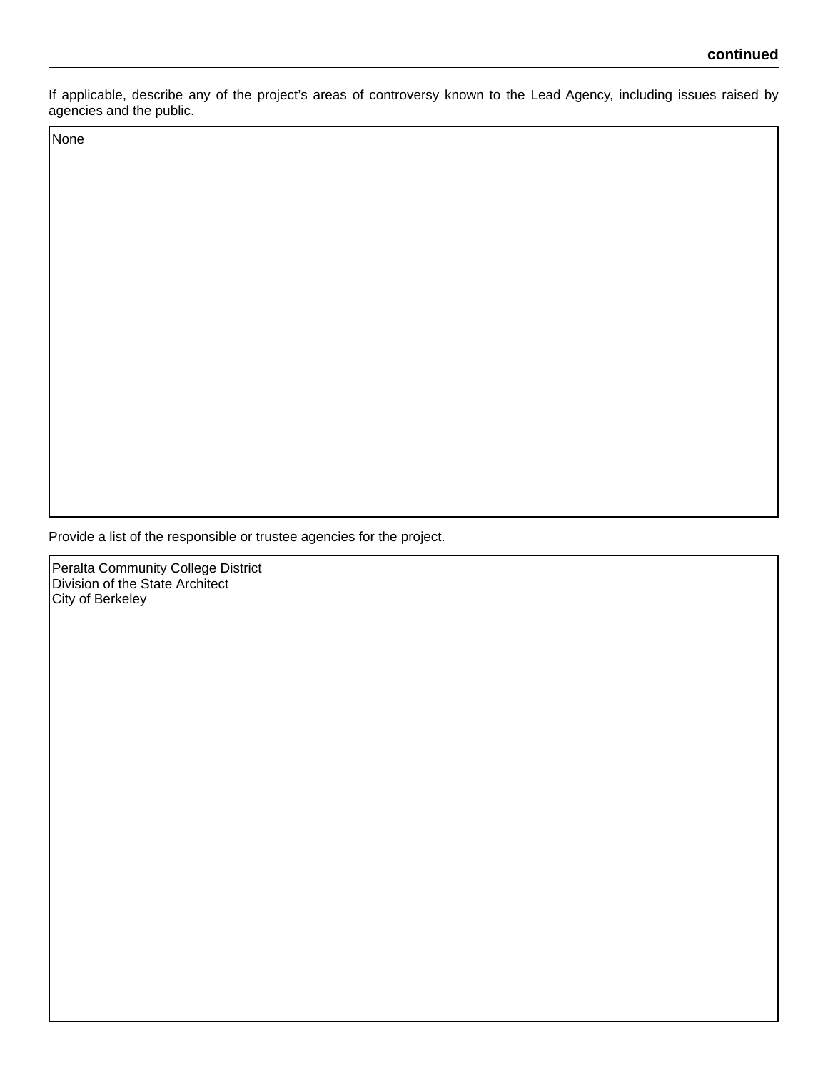**continued**

If applicable, describe any of the project's areas of controversy known to the Lead Agency, including issues raised by agencies and the public.

None

Provide a list of the responsible or trustee agencies for the project.

Peralta Community College District
Division of the State Architect
City of Berkeley